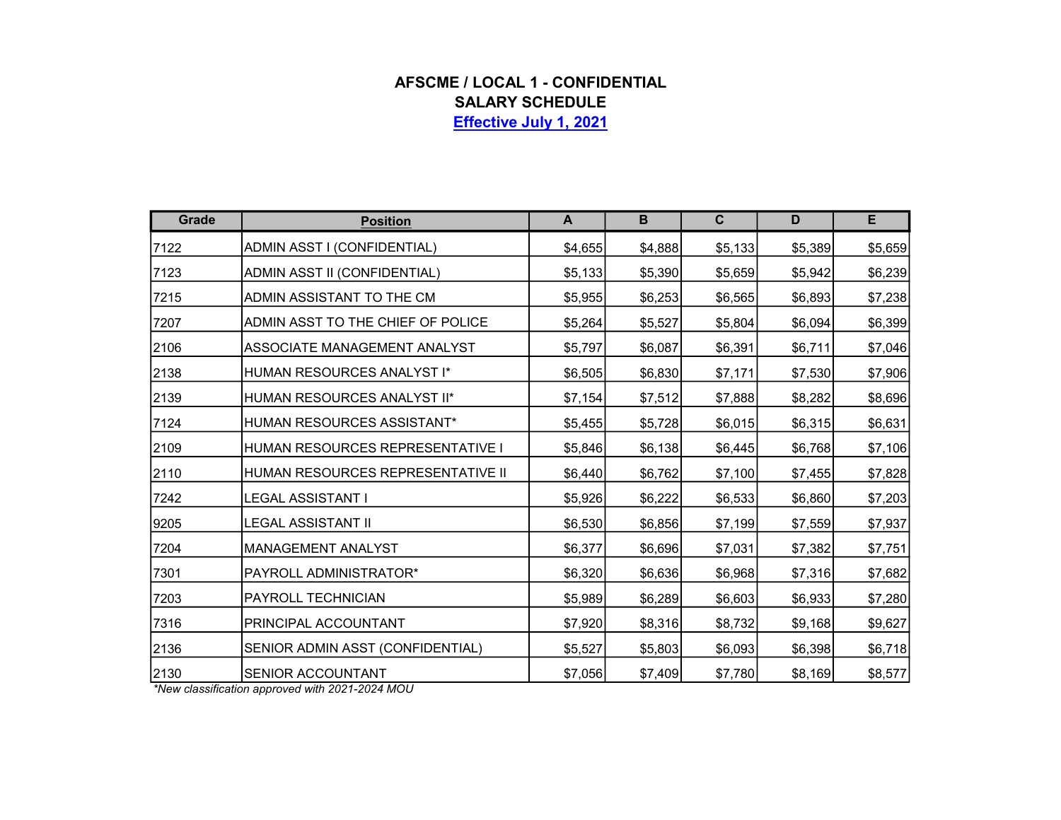# AFSCME / LOCAL 1 - CONFIDENTIAL
## SALARY SCHEDULE
### Effective July 1, 2021

| Grade | Position | A | B | C | D | E |
|---|---|---|---|---|---|---|
| 7122 | ADMIN ASST I (CONFIDENTIAL) | $4,655 | $4,888 | $5,133 | $5,389 | $5,659 |
| 7123 | ADMIN ASST II (CONFIDENTIAL) | $5,133 | $5,390 | $5,659 | $5,942 | $6,239 |
| 7215 | ADMIN ASSISTANT TO THE CM | $5,955 | $6,253 | $6,565 | $6,893 | $7,238 |
| 7207 | ADMIN ASST TO THE CHIEF OF POLICE | $5,264 | $5,527 | $5,804 | $6,094 | $6,399 |
| 2106 | ASSOCIATE MANAGEMENT ANALYST | $5,797 | $6,087 | $6,391 | $6,711 | $7,046 |
| 2138 | HUMAN RESOURCES ANALYST I* | $6,505 | $6,830 | $7,171 | $7,530 | $7,906 |
| 2139 | HUMAN RESOURCES ANALYST II* | $7,154 | $7,512 | $7,888 | $8,282 | $8,696 |
| 7124 | HUMAN RESOURCES ASSISTANT* | $5,455 | $5,728 | $6,015 | $6,315 | $6,631 |
| 2109 | HUMAN RESOURCES REPRESENTATIVE I | $5,846 | $6,138 | $6,445 | $6,768 | $7,106 |
| 2110 | HUMAN RESOURCES REPRESENTATIVE II | $6,440 | $6,762 | $7,100 | $7,455 | $7,828 |
| 7242 | LEGAL ASSISTANT I | $5,926 | $6,222 | $6,533 | $6,860 | $7,203 |
| 9205 | LEGAL ASSISTANT II | $6,530 | $6,856 | $7,199 | $7,559 | $7,937 |
| 7204 | MANAGEMENT ANALYST | $6,377 | $6,696 | $7,031 | $7,382 | $7,751 |
| 7301 | PAYROLL ADMINISTRATOR* | $6,320 | $6,636 | $6,968 | $7,316 | $7,682 |
| 7203 | PAYROLL TECHNICIAN | $5,989 | $6,289 | $6,603 | $6,933 | $7,280 |
| 7316 | PRINCIPAL ACCOUNTANT | $7,920 | $8,316 | $8,732 | $9,168 | $9,627 |
| 2136 | SENIOR ADMIN ASST (CONFIDENTIAL) | $5,527 | $5,803 | $6,093 | $6,398 | $6,718 |
| 2130 | SENIOR ACCOUNTANT | $7,056 | $7,409 | $7,780 | $8,169 | $8,577 |

*\*New classification approved with 2021-2024 MOU*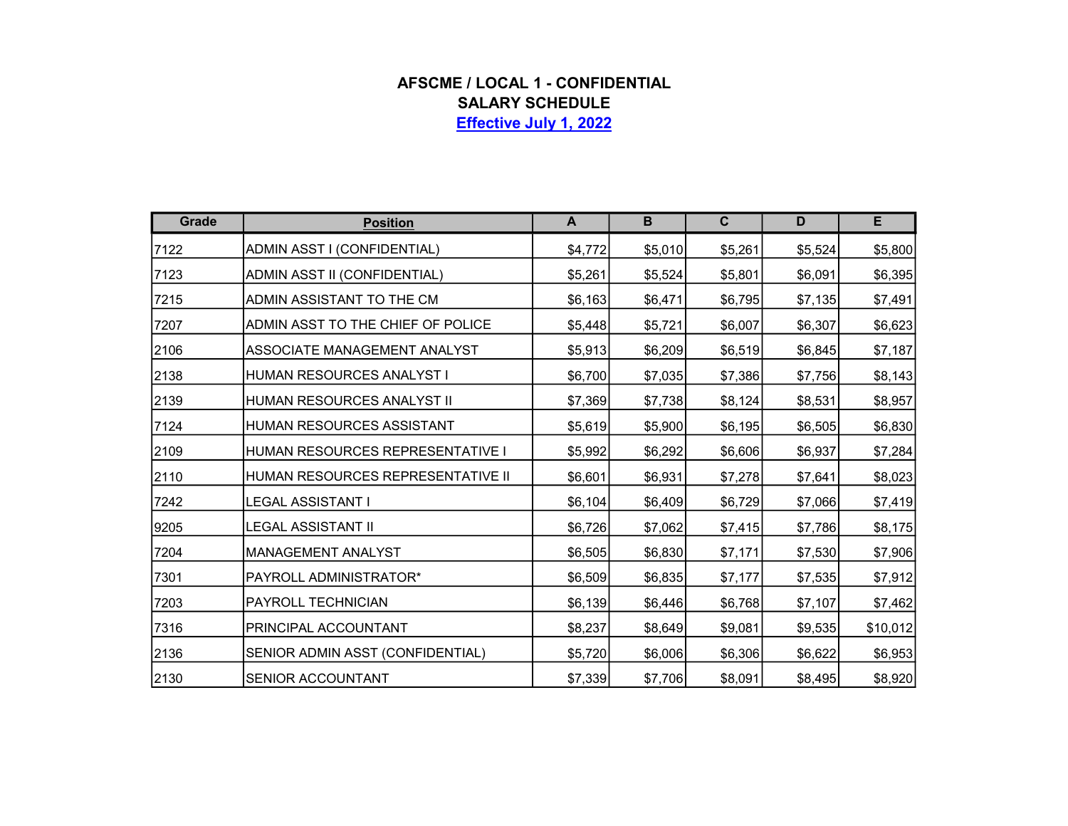# AFSCME / LOCAL 1 - CONFIDENTIAL
## SALARY SCHEDULE
### Effective July 1, 2022

| Grade | Position | A | B | C | D | E |
|---|---|---|---|---|---|---|
| 7122 | ADMIN ASST I (CONFIDENTIAL) | $4,772 | $5,010 | $5,261 | $5,524 | $5,800 |
| 7123 | ADMIN ASST II (CONFIDENTIAL) | $5,261 | $5,524 | $5,801 | $6,091 | $6,395 |
| 7215 | ADMIN ASSISTANT TO THE CM | $6,163 | $6,471 | $6,795 | $7,135 | $7,491 |
| 7207 | ADMIN ASST TO THE CHIEF OF POLICE | $5,448 | $5,721 | $6,007 | $6,307 | $6,623 |
| 2106 | ASSOCIATE MANAGEMENT ANALYST | $5,913 | $6,209 | $6,519 | $6,845 | $7,187 |
| 2138 | HUMAN RESOURCES ANALYST I | $6,700 | $7,035 | $7,386 | $7,756 | $8,143 |
| 2139 | HUMAN RESOURCES ANALYST II | $7,369 | $7,738 | $8,124 | $8,531 | $8,957 |
| 7124 | HUMAN RESOURCES ASSISTANT | $5,619 | $5,900 | $6,195 | $6,505 | $6,830 |
| 2109 | HUMAN RESOURCES REPRESENTATIVE I | $5,992 | $6,292 | $6,606 | $6,937 | $7,284 |
| 2110 | HUMAN RESOURCES REPRESENTATIVE II | $6,601 | $6,931 | $7,278 | $7,641 | $8,023 |
| 7242 | LEGAL ASSISTANT I | $6,104 | $6,409 | $6,729 | $7,066 | $7,419 |
| 9205 | LEGAL ASSISTANT II | $6,726 | $7,062 | $7,415 | $7,786 | $8,175 |
| 7204 | MANAGEMENT ANALYST | $6,505 | $6,830 | $7,171 | $7,530 | $7,906 |
| 7301 | PAYROLL ADMINISTRATOR* | $6,509 | $6,835 | $7,177 | $7,535 | $7,912 |
| 7203 | PAYROLL TECHNICIAN | $6,139 | $6,446 | $6,768 | $7,107 | $7,462 |
| 7316 | PRINCIPAL ACCOUNTANT | $8,237 | $8,649 | $9,081 | $9,535 | $10,012 |
| 2136 | SENIOR ADMIN ASST (CONFIDENTIAL) | $5,720 | $6,006 | $6,306 | $6,622 | $6,953 |
| 2130 | SENIOR ACCOUNTANT | $7,339 | $7,706 | $8,091 | $8,495 | $8,920 |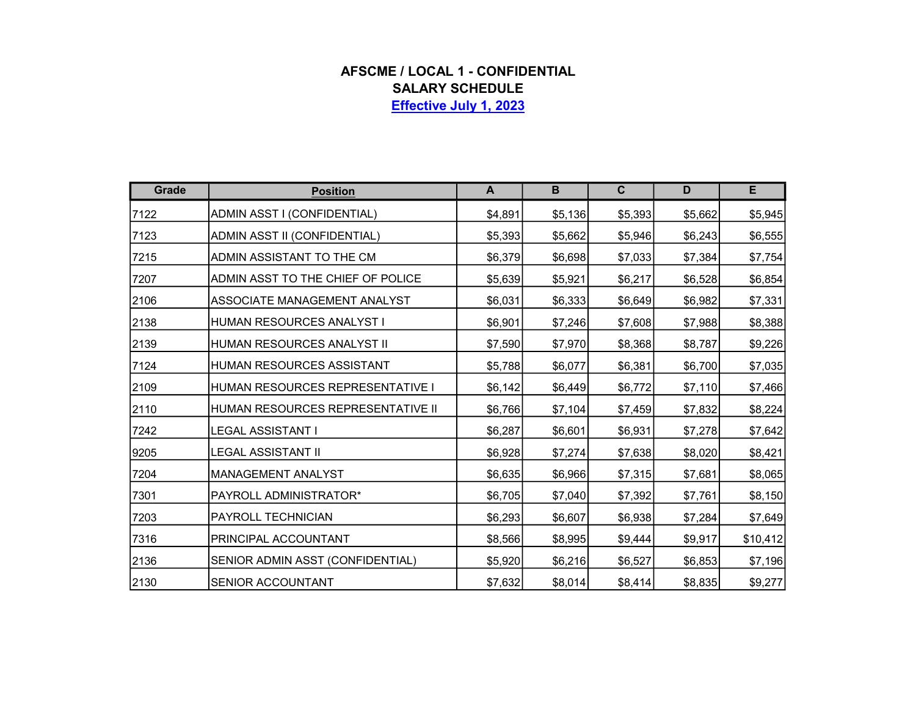**AFSCME / LOCAL 1 - CONFIDENTIAL**
**SALARY SCHEDULE**
**Effective July 1, 2023**

| Grade | Position | A | B | C | D | E |
|---|---|---|---|---|---|---|
| 7122 | ADMIN ASST I (CONFIDENTIAL) | $4,891 | $5,136 | $5,393 | $5,662 | $5,945 |
| 7123 | ADMIN ASST II (CONFIDENTIAL) | $5,393 | $5,662 | $5,946 | $6,243 | $6,555 |
| 7215 | ADMIN ASSISTANT TO THE CM | $6,379 | $6,698 | $7,033 | $7,384 | $7,754 |
| 7207 | ADMIN ASST TO THE CHIEF OF POLICE | $5,639 | $5,921 | $6,217 | $6,528 | $6,854 |
| 2106 | ASSOCIATE MANAGEMENT ANALYST | $6,031 | $6,333 | $6,649 | $6,982 | $7,331 |
| 2138 | HUMAN RESOURCES ANALYST I | $6,901 | $7,246 | $7,608 | $7,988 | $8,388 |
| 2139 | HUMAN RESOURCES ANALYST II | $7,590 | $7,970 | $8,368 | $8,787 | $9,226 |
| 7124 | HUMAN RESOURCES ASSISTANT | $5,788 | $6,077 | $6,381 | $6,700 | $7,035 |
| 2109 | HUMAN RESOURCES REPRESENTATIVE I | $6,142 | $6,449 | $6,772 | $7,110 | $7,466 |
| 2110 | HUMAN RESOURCES REPRESENTATIVE II | $6,766 | $7,104 | $7,459 | $7,832 | $8,224 |
| 7242 | LEGAL ASSISTANT I | $6,287 | $6,601 | $6,931 | $7,278 | $7,642 |
| 9205 | LEGAL ASSISTANT II | $6,928 | $7,274 | $7,638 | $8,020 | $8,421 |
| 7204 | MANAGEMENT ANALYST | $6,635 | $6,966 | $7,315 | $7,681 | $8,065 |
| 7301 | PAYROLL ADMINISTRATOR* | $6,705 | $7,040 | $7,392 | $7,761 | $8,150 |
| 7203 | PAYROLL TECHNICIAN | $6,293 | $6,607 | $6,938 | $7,284 | $7,649 |
| 7316 | PRINCIPAL ACCOUNTANT | $8,566 | $8,995 | $9,444 | $9,917 | $10,412 |
| 2136 | SENIOR ADMIN ASST (CONFIDENTIAL) | $5,920 | $6,216 | $6,527 | $6,853 | $7,196 |
| 2130 | SENIOR ACCOUNTANT | $7,632 | $8,014 | $8,414 | $8,835 | $9,277 |